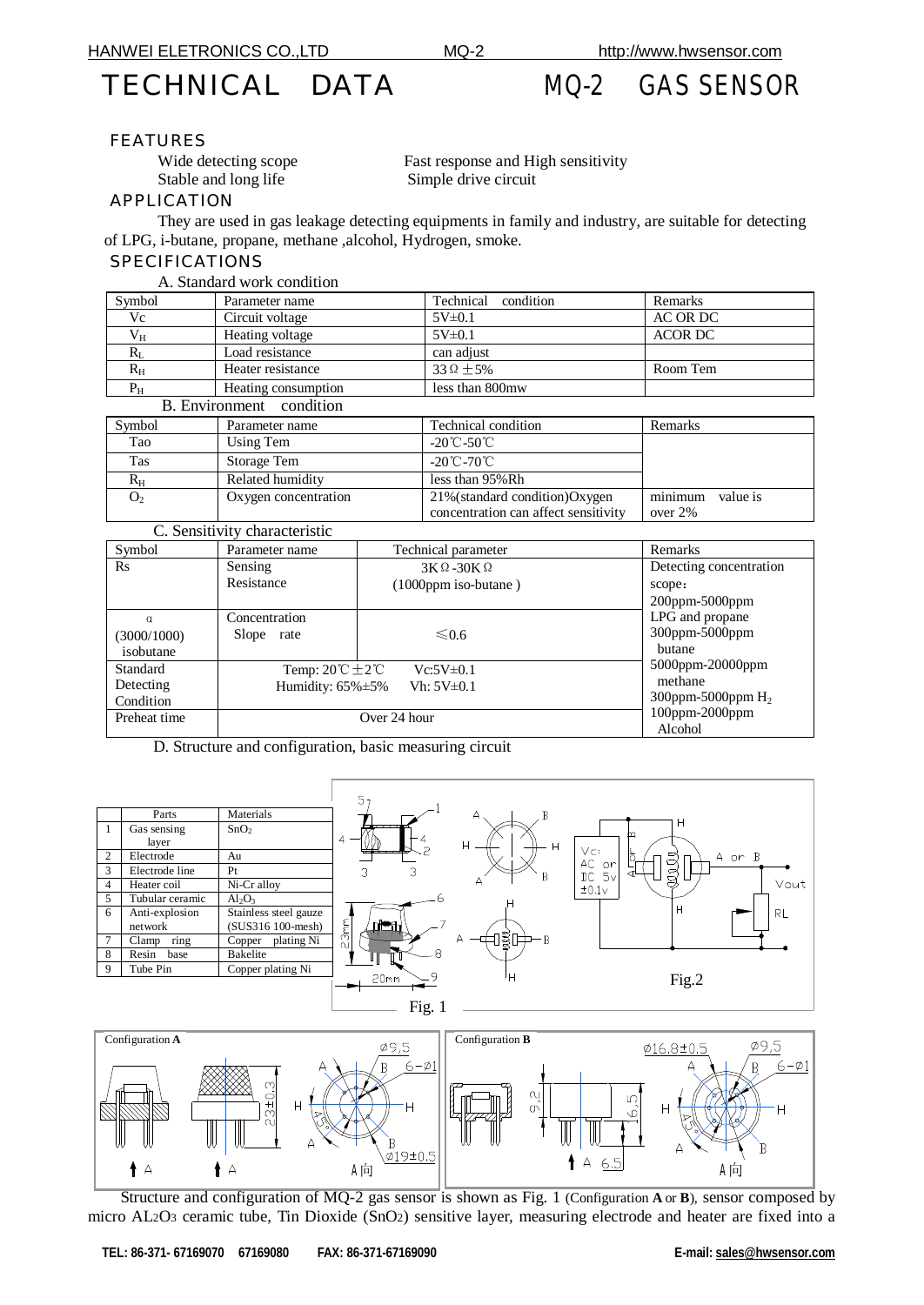# TECHNICAL DATA　　MQ-2 GAS SENSOR

## FEATURES

Wide detecting scope　　Fast response and High sensitivity
Stable and long life　　Simple drive circuit

## APPLICATION

They are used in gas leakage detecting equipments in family and industry, are suitable for detecting of LPG, i-butane, propane, methane ,alcohol, Hydrogen, smoke.

## SPECIFICATIONS

A. Standard work condition

| Symbol | Parameter name | Technical condition | Remarks |
|---|---|---|---|
| Vc | Circuit voltage | 5V±0.1 | AC OR DC |
| $V_H$ | Heating voltage | 5V±0.1 | ACOR DC |
| $R_L$ | Load resistance | can adjust | |
| $R_H$ | Heater resistance | 33Ω±5% | Room Tem |
| $P_H$ | Heating consumption | less than 800mw | |

B. Environment condition

| Symbol | Parameter name | Technical condition | Remarks |
|---|---|---|---|
| Tao | Using Tem | -20℃-50℃ | |
| Tas | Storage Tem | -20℃-70℃ | |
| $R_H$ | Related humidity | less than 95%Rh | |
| $O_2$ | Oxygen concentration | 21%(standard condition)Oxygen concentration can affect sensitivity | minimum value is over 2% |

C. Sensitivity characteristic

| Symbol | Parameter name | Technical parameter | Remarks |
|---|---|---|---|
| Rs | Sensing Resistance | 3KΩ-30KΩ (1000ppm iso-butane) | Detecting concentration scope: 200ppm-5000ppm LPG and propane 300ppm-5000ppm butane 5000ppm-20000ppm methane 300ppm-5000ppm $H_2$ 100ppm-2000ppm Alcohol |
| α (3000/1000) isobutane | Concentration Slope rate | ≤0.6 | |
| Standard Detecting Condition | Temp: 20℃±2℃ Vc:5V±0.1 Humidity: 65%±5% Vh: 5V±0.1 | | |
| Preheat time | Over 24 hour | | |

D. Structure and configuration, basic measuring circuit

| | Parts | Materials |
|---|---|---|
| 1 | Gas sensing layer | $SnO_2$ |
| 2 | Electrode | Au |
| 3 | Electrode line | Pt |
| 4 | Heater coil | Ni-Cr alloy |
| 5 | Tubular ceramic | $Al_2O_3$ |
| 6 | Anti-explosion network | Stainless steel gauze (SUS316 100-mesh) |
| 7 | Clamp ring | Copper plating Ni |
| 8 | Resin base | Bakelite |
| 9 | Tube Pin | Copper plating Ni |

Fig. 1

Fig.2

Configuration **A**

Configuration **B**

Structure and configuration of MQ-2 gas sensor is shown as Fig. 1 (Configuration **A** or **B**), sensor composed by micro $AL_2O_3$ ceramic tube, Tin Dioxide ($SnO_2$) sensitive layer, measuring electrode and heater are fixed into a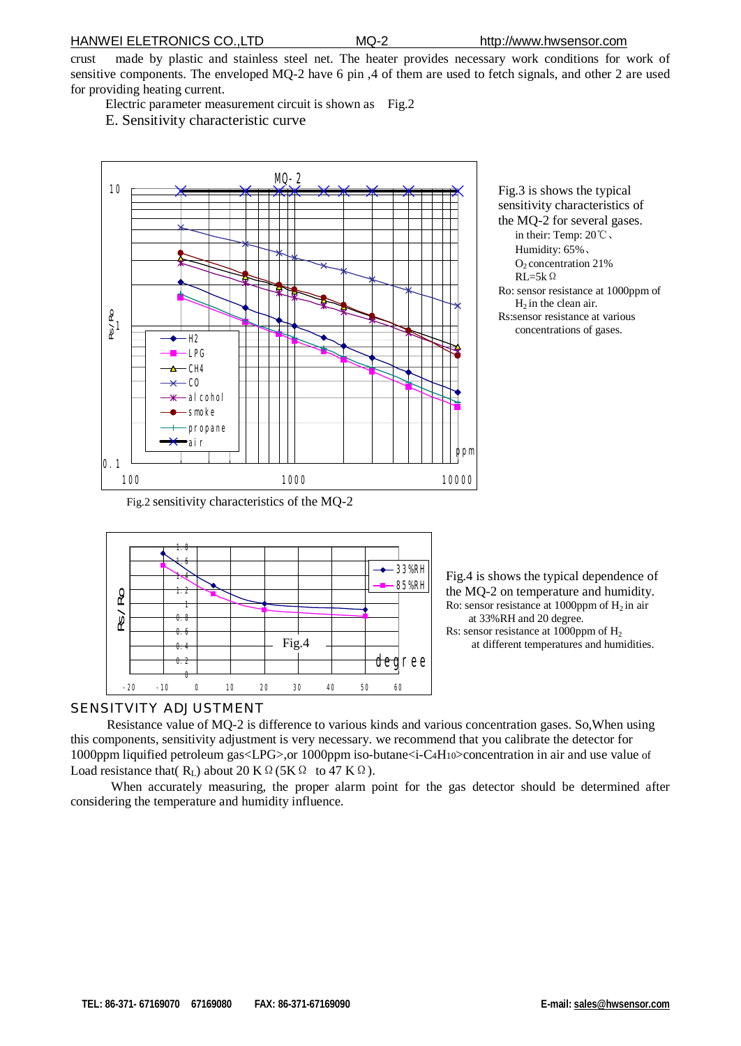crust made by plastic and stainless steel net. The heater provides necessary work conditions for work of sensitive components. The enveloped MQ-2 have 6 pin ,4 of them are used to fetch signals, and other 2 are used for providing heating current.

Electric parameter measurement circuit is shown as Fig.2

E. Sensitivity characteristic curve

MQ-2

10

Rs/Ro

1

0.1

100

1000

10000

ppm

H2
LPG
CH4
CO
alcohol
smoke
propane
air

Fig.2 sensitivity characteristics of the MQ-2

Fig.3 is shows the typical sensitivity characteristics of the MQ-2 for several gases.

in their: Temp: 20℃、
Humidity: 65%、
$O_2$ concentration 21%
RL=5k Ω

Ro: sensor resistance at 1000ppm of $H_2$ in the clean air.

Rs:sensor resistance at various concentrations of gases.

Rs/Ro

1.8
1.6
1.4
1.2
1
0.8
0.6
0.4
0.2
0

-20 -10 0 10 20 30 40 50 60

degree

33%RH
85%RH

Fig.4

Fig.4 is shows the typical dependence of the MQ-2 on temperature and humidity.

Ro: sensor resistance at 1000ppm of $H_2$ in air at 33%RH and 20 degree.

Rs: sensor resistance at 1000ppm of $H_2$ at different temperatures and humidities.

## SENSITVITY ADJUSTMENT

Resistance value of MQ-2 is difference to various kinds and various concentration gases. So,When using this components, sensitivity adjustment is very necessary. we recommend that you calibrate the detector for 1000ppm liquified petroleum gas<LPG>,or 1000ppm iso-butane<i-$C_4H_{10}$>concentration in air and use value of Load resistance that( $R_L$) about 20 K Ω (5K Ω to 47 K Ω ).

When accurately measuring, the proper alarm point for the gas detector should be determined after considering the temperature and humidity influence.